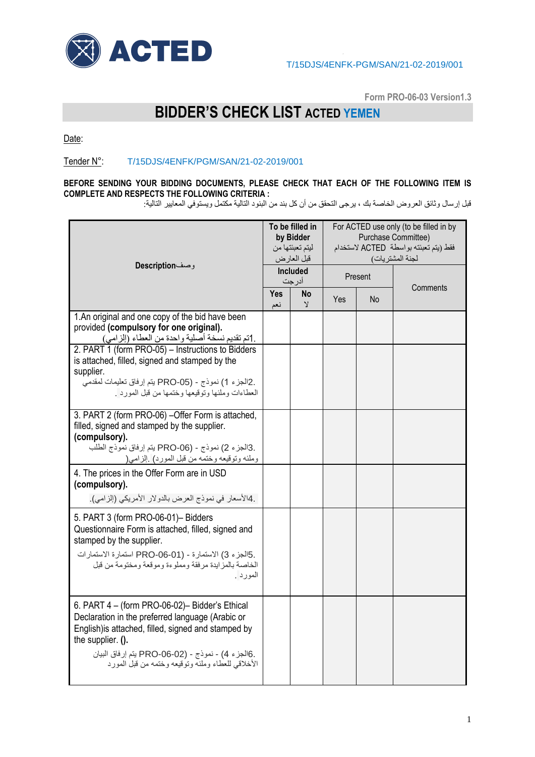ACTED

T/15DJS/4ENFK-PGM/SAN/21-02-2019/001

Form PRO-06-03 Version1.3

# BIDDER'S CHECK LIST ACTED YEMEN

Date:

Tender N°: T/15DJS/4ENFK/PGM/SAN/21-02-2019/001

**BEFORE SENDING YOUR BIDDING DOCUMENTS, PLEASE CHECK THAT EACH OF THE FOLLOWING ITEM IS COMPLETE AND RESPECTS THE FOLLOWING CRITERIA :**

قبل إرسال وثائق العروض الخاصة بك ، يرجى التحقق من أن كل بند من البنود التالية مكتمل ويستوفي المعايير التالية:

| **Description**وصف | **To be filled in by Bidder** ليتم تعبئتها من قبل العارض | | For ACTED use only (to be filled in by Purchase Committee) فقط (يتم تعبئته بواسطة ACTED لاستخدام لجنة المشتريات) | | |
|---|---|---|---|---|---|
| | **Included** أدرجت | | Present | | Comments |
| | **Yes** نعم | **No** لا | Yes | No | |
| 1.An original and one copy of the bid have been provided **(compulsory for one original).** 1.تم تقديم نسخة أصلية واحدة من العطاء (إلزامي) | | | | | |
| 2. PART 1 (form PRO-05) – Instructions to Bidders is attached, filled, signed and stamped by the supplier. 2.الجزء 1) نموذج - (PRO-05 يتم إرفاق تعليمات لمقدمي العطاءات وملئها وتوقيعها وختمها من قبل المورد . | | | | | |
| 3. PART 2 (form PRO-06) –Offer Form is attached, filled, signed and stamped by the supplier. **(compulsory).** 3.الجزء 2) نموذج - (PRO-06 يتم إرفاق نموذج الطلب وملئه وتوقيعه وختمه من قبل المورد) .إلزامي) | | | | | |
| 4. The prices in the Offer Form are in USD **(compulsory).** 4.الأسعار في نموذج العرض بالدولار الأمريكي (إلزامي). | | | | | |
| 5. PART 3 (form PRO-06-01)– Bidders Questionnaire Form is attached, filled, signed and stamped by the supplier. 5.الجزء 3) الاستمارة - (PRO-06-01 استمارة الاستمارات الخاصة بالمزايدة مرفقة ومملوءة وموقعة ومختومة من قبل المورد . | | | | | |
| 6. PART 4 – (form PRO-06-02)– Bidder's Ethical Declaration in the preferred language (Arabic or English)is attached, filled, signed and stamped by the supplier. **().** 6.الجزء 4) - نموذج - (PRO-06-02 يتم إرفاق البيان الأخلاقي للعطاء وملئه وتوقيعه وختمه من قبل المورد | | | | | |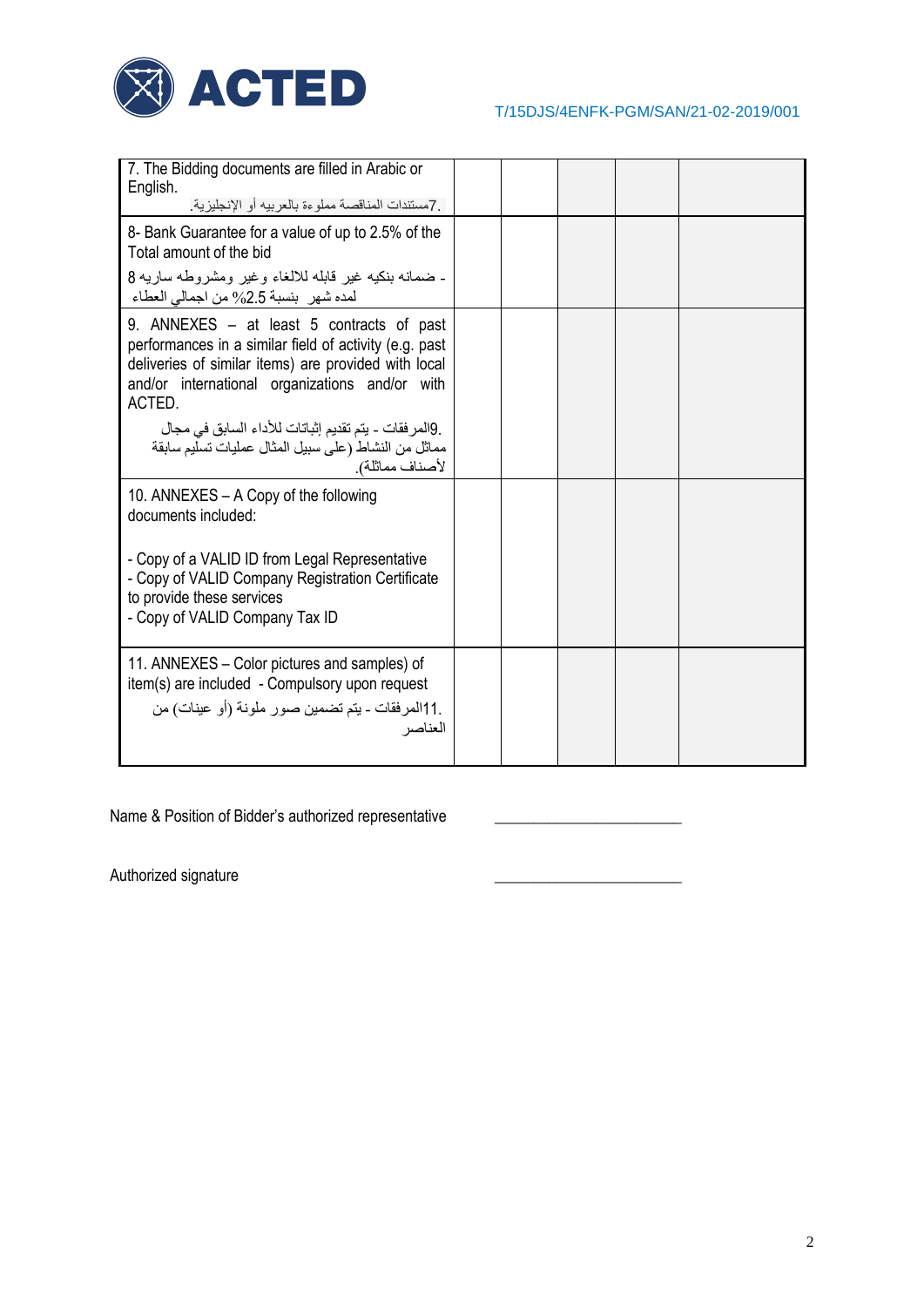T/15DJS/4ENFK-PGM/SAN/21-02-2019/001

| | | | | | |
|---|---|---|---|---|---|
| 7. The Bidding documents are filled in Arabic or English.<br>7.مستندات المناقصة مملوءة بالعربيه أو الإنجليزية. | | | | | |
| 8- Bank Guarantee for a value of up to 2.5% of the Total amount of the bid<br>8 ـ ضمانه بنكيه غير قابله للالغاء وغير ومشروطه ساريه لمده شهر بنسبة 2.5% من اجمالي العطاء | | | | | |
| 9. ANNEXES – at least 5 contracts of past performances in a similar field of activity (e.g. past deliveries of similar items) are provided with local and/or international organizations and/or with ACTED.<br>9.المرفقات ـ يتم تقديم إثباتات للأداء السابق في مجال مماثل من النشاط (على سبيل المثال عمليات تسليم سابقة لأصناف مماثلة). | | | | | |
| 10. ANNEXES – A Copy of the following documents included:<br><br>- Copy of a VALID ID from Legal Representative<br>- Copy of VALID Company Registration Certificate to provide these services<br>- Copy of VALID Company Tax ID | | | | | |
| 11. ANNEXES – Color pictures and samples) of item(s) are included - Compulsory upon request<br>11.المرفقات ـ يتم تضمين صور ملونة (أو عينات) من العناصر | | | | | |

Name & Position of Bidder's authorized representative ______________________

Authorized signature ______________________